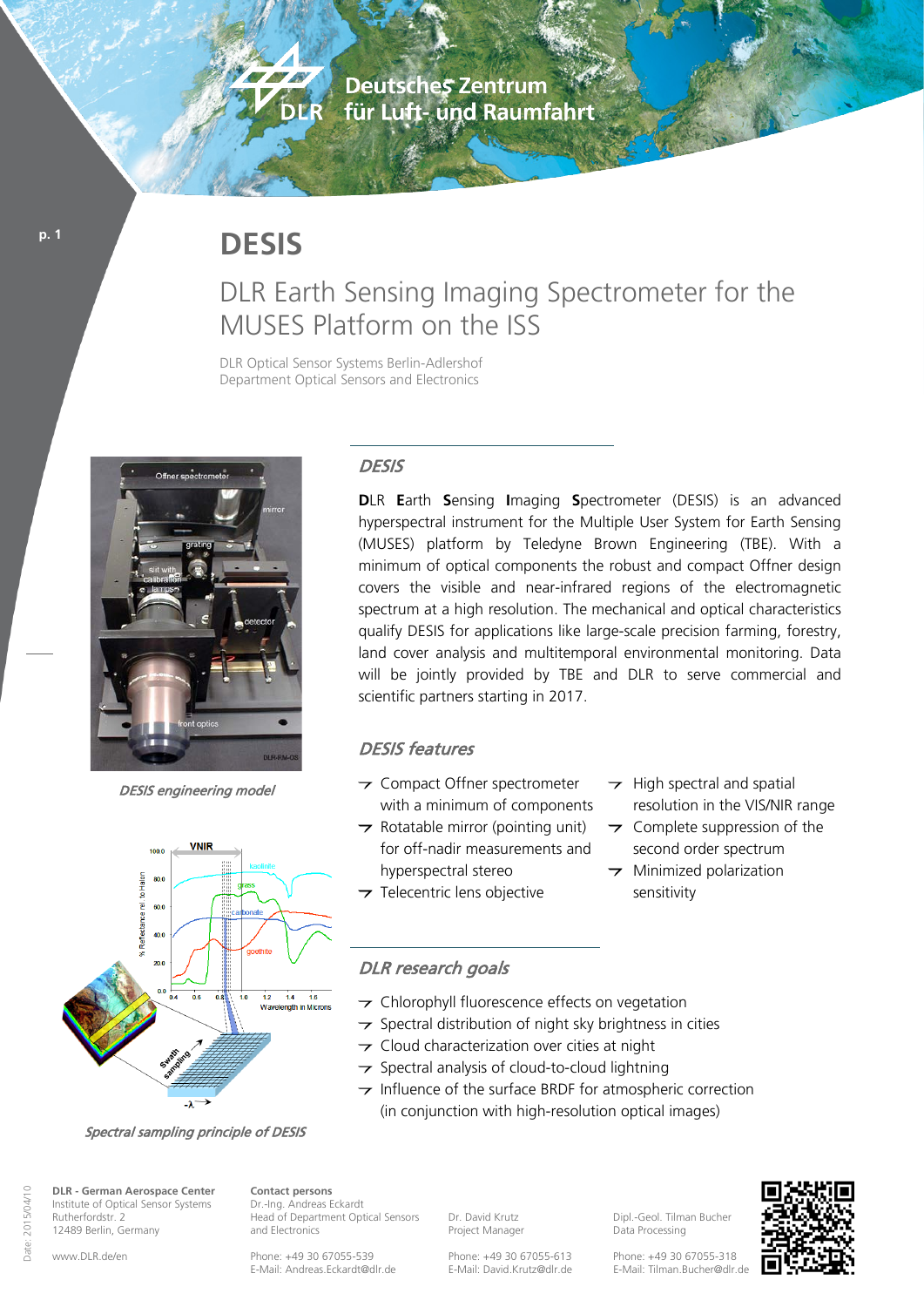# DESIS

## DLR Earth Sensing Imaging Spectrometer for the MUSES Platform on the ISS

DLR Optical Sensor Systems Berlin-Adlershof
Department Optical Sensors and Electronics

*DESIS engineering model*

*Spectral sampling principle of DESIS*

### *DESIS*

**D**LR **E**arth **S**ensing **I**maging **S**pectrometer (DESIS) is an advanced hyperspectral instrument for the Multiple User System for Earth Sensing (MUSES) platform by Teledyne Brown Engineering (TBE). With a minimum of optical components the robust and compact Offner design covers the visible and near-infrared regions of the electromagnetic spectrum at a high resolution. The mechanical and optical characteristics qualify DESIS for applications like large-scale precision farming, forestry, land cover analysis and multitemporal environmental monitoring. Data will be jointly provided by TBE and DLR to serve commercial and scientific partners starting in 2017.

### *DESIS features*

- Compact Offner spectrometer with a minimum of components
- Rotatable mirror (pointing unit) for off-nadir measurements and hyperspectral stereo
- Telecentric lens objective
- High spectral and spatial resolution in the VIS/NIR range
- Complete suppression of the second order spectrum
- Minimized polarization sensitivity

### *DLR research goals*

- Chlorophyll fluorescence effects on vegetation
- Spectral distribution of night sky brightness in cities
- Cloud characterization over cities at night
- Spectral analysis of cloud-to-cloud lightning
- Influence of the surface BRDF for atmospheric correction (in conjunction with high-resolution optical images)

**DLR - German Aerospace Center**
Institute of Optical Sensor Systems
Rutherfordstr. 2
12489 Berlin, Germany

www.DLR.de/en

**Contact persons**

Dr.-Ing. Andreas Eckardt
Head of Department Optical Sensors and Electronics
Phone: +49 30 67055-539
E-Mail: Andreas.Eckardt@dlr.de

Dr. David Krutz
Project Manager
Phone: +49 30 67055-613
E-Mail: David.Krutz@dlr.de

Dipl.-Geol. Tilman Bucher
Data Processing
Phone: +49 30 67055-318
E-Mail: Tilman.Bucher@dlr.de

Date: 2015/04/10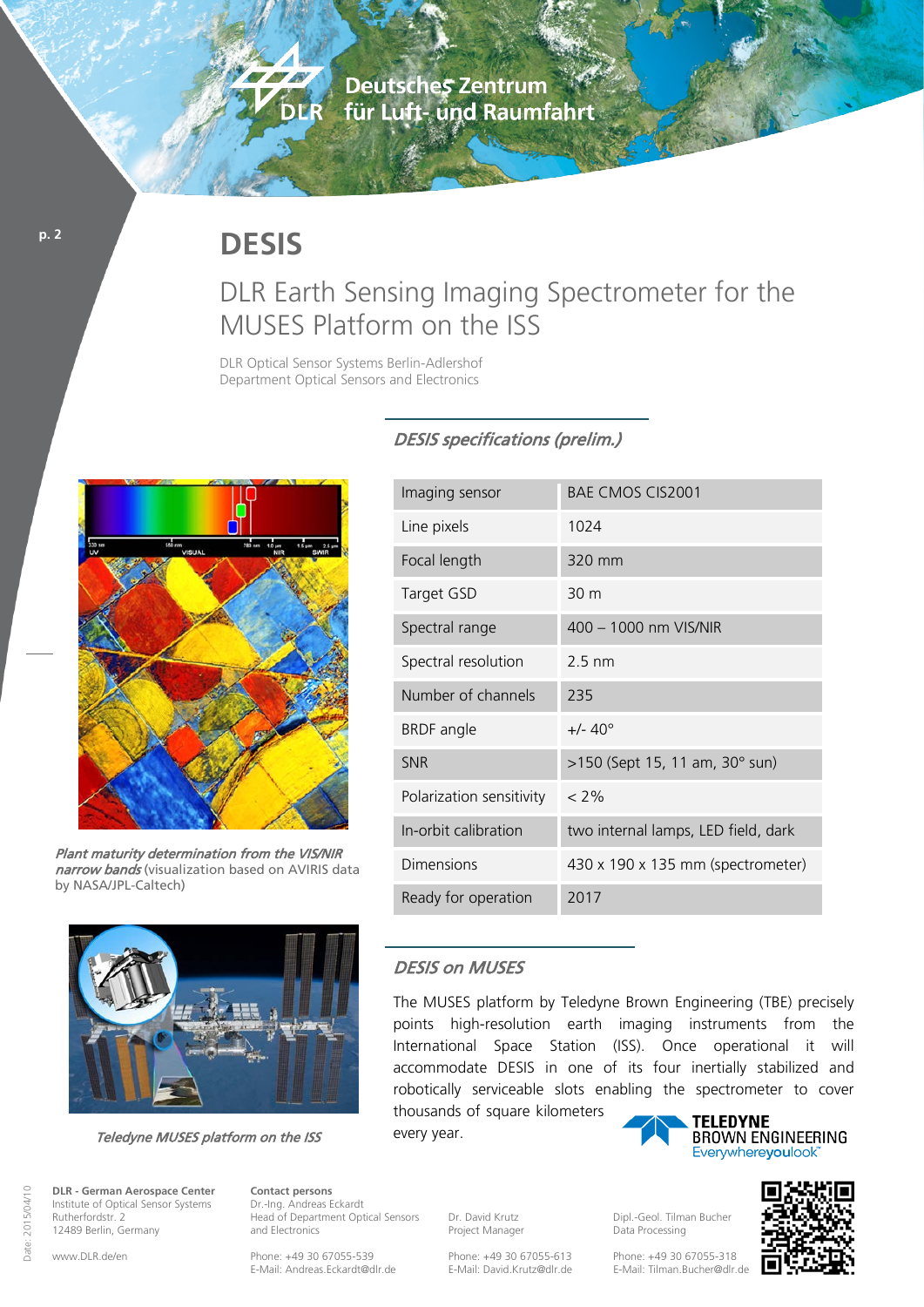Deutsches Zentrum für Luft- und Raumfahrt

# DESIS

## DLR Earth Sensing Imaging Spectrometer for the MUSES Platform on the ISS

DLR Optical Sensor Systems Berlin-Adlershof
Department Optical Sensors and Electronics

### *DESIS specifications (prelim.)*

| | |
|---|---|
| Imaging sensor | BAE CMOS CIS2001 |
| Line pixels | 1024 |
| Focal length | 320 mm |
| Target GSD | 30 m |
| Spectral range | 400 – 1000 nm VIS/NIR |
| Spectral resolution | 2.5 nm |
| Number of channels | 235 |
| BRDF angle | +/- 40° |
| SNR | >150 (Sept 15, 11 am, 30° sun) |
| Polarization sensitivity | < 2% |
| In-orbit calibration | two internal lamps, LED field, dark |
| Dimensions | 430 x 190 x 135 mm (spectrometer) |
| Ready for operation | 2017 |

***Plant maturity determination from the VIS/NIR narrow bands*** (visualization based on AVIRIS data by NASA/JPL-Caltech)

***Teledyne MUSES platform on the ISS***

### *DESIS on MUSES*

The MUSES platform by Teledyne Brown Engineering (TBE) precisely points high-resolution earth imaging instruments from the International Space Station (ISS). Once operational it will accommodate DESIS in one of its four inertially stabilized and robotically serviceable slots enabling the spectrometer to cover thousands of square kilometers every year.

TELEDYNE BROWN ENGINEERING
Everywhereyoulook™

**DLR - German Aerospace Center**
Institute of Optical Sensor Systems
Rutherfordstr. 2
12489 Berlin, Germany

www.DLR.de/en

**Contact persons**
Dr.-Ing. Andreas Eckardt
Head of Department Optical Sensors and Electronics
Phone: +49 30 67055-539
E-Mail: Andreas.Eckardt@dlr.de

Dr. David Krutz
Project Manager
Phone: +49 30 67055-613
E-Mail: David.Krutz@dlr.de

Dipl.-Geol. Tilman Bucher
Data Processing
Phone: +49 30 67055-318
E-Mail: Tilman.Bucher@dlr.de

Date: 2015/04/10